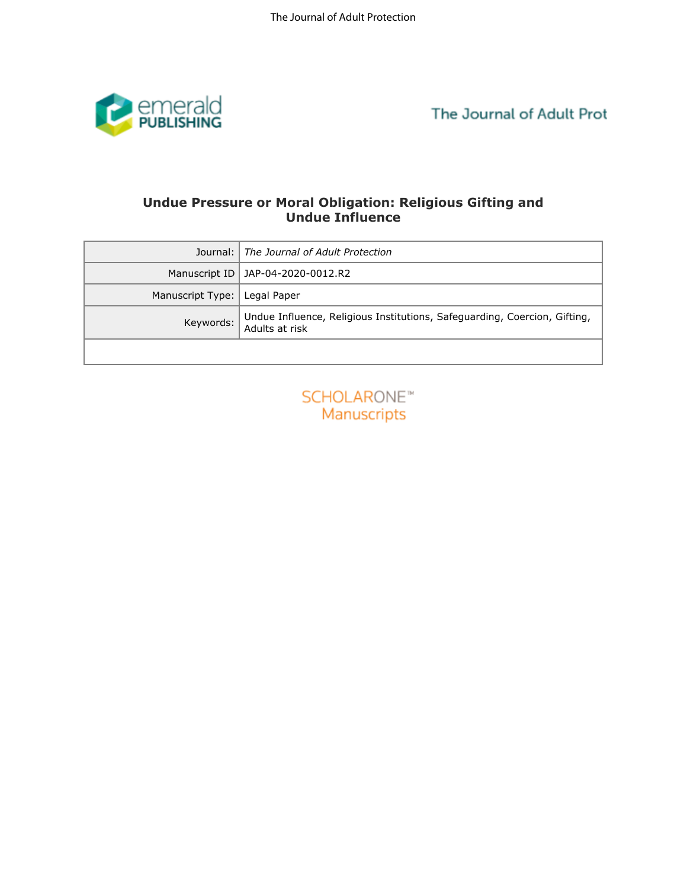# Undue Pressure or Moral Obligation: Religious Gifting and Undue Influence

| Journal: | *The Journal of Adult Protection* |
| --- | --- |
| Manuscript ID | JAP-04-2020-0012.R2 |
| Manuscript Type: | Legal Paper |
| Keywords: | Undue Influence, Religious Institutions, Safeguarding, Coercion, Gifting, Adults at risk |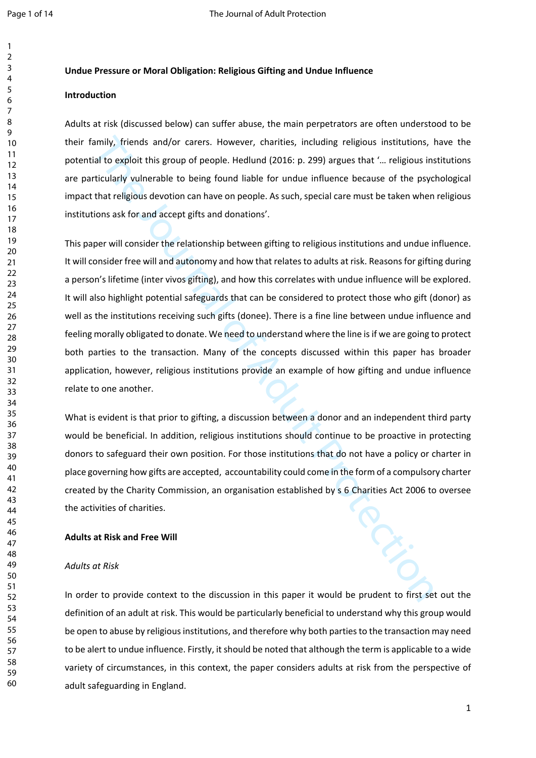**Undue Pressure or Moral Obligation: Religious Gifting and Undue Influence**

**Introduction**

Adults at risk (discussed below) can suffer abuse, the main perpetrators are often understood to be their family, friends and/or carers. However, charities, including religious institutions, have the potential to exploit this group of people. Hedlund (2016: p. 299) argues that '… religious institutions are particularly vulnerable to being found liable for undue influence because of the psychological impact that religious devotion can have on people. As such, special care must be taken when religious institutions ask for and accept gifts and donations'.

This paper will consider the relationship between gifting to religious institutions and undue influence. It will consider free will and autonomy and how that relates to adults at risk. Reasons for gifting during a person's lifetime (inter vivos gifting), and how this correlates with undue influence will be explored. It will also highlight potential safeguards that can be considered to protect those who gift (donor) as well as the institutions receiving such gifts (donee). There is a fine line between undue influence and feeling morally obligated to donate. We need to understand where the line is if we are going to protect both parties to the transaction. Many of the concepts discussed within this paper has broader application, however, religious institutions provide an example of how gifting and undue influence relate to one another.

What is evident is that prior to gifting, a discussion between a donor and an independent third party would be beneficial. In addition, religious institutions should continue to be proactive in protecting donors to safeguard their own position. For those institutions that do not have a policy or charter in place governing how gifts are accepted, accountability could come in the form of a compulsory charter created by the Charity Commission, an organisation established by s 6 Charities Act 2006 to oversee the activities of charities.

**Adults at Risk and Free Will**

*Adults at Risk*

In order to provide context to the discussion in this paper it would be prudent to first set out the definition of an adult at risk. This would be particularly beneficial to understand why this group would be open to abuse by religious institutions, and therefore why both parties to the transaction may need to be alert to undue influence. Firstly, it should be noted that although the term is applicable to a wide variety of circumstances, in this context, the paper considers adults at risk from the perspective of adult safeguarding in England.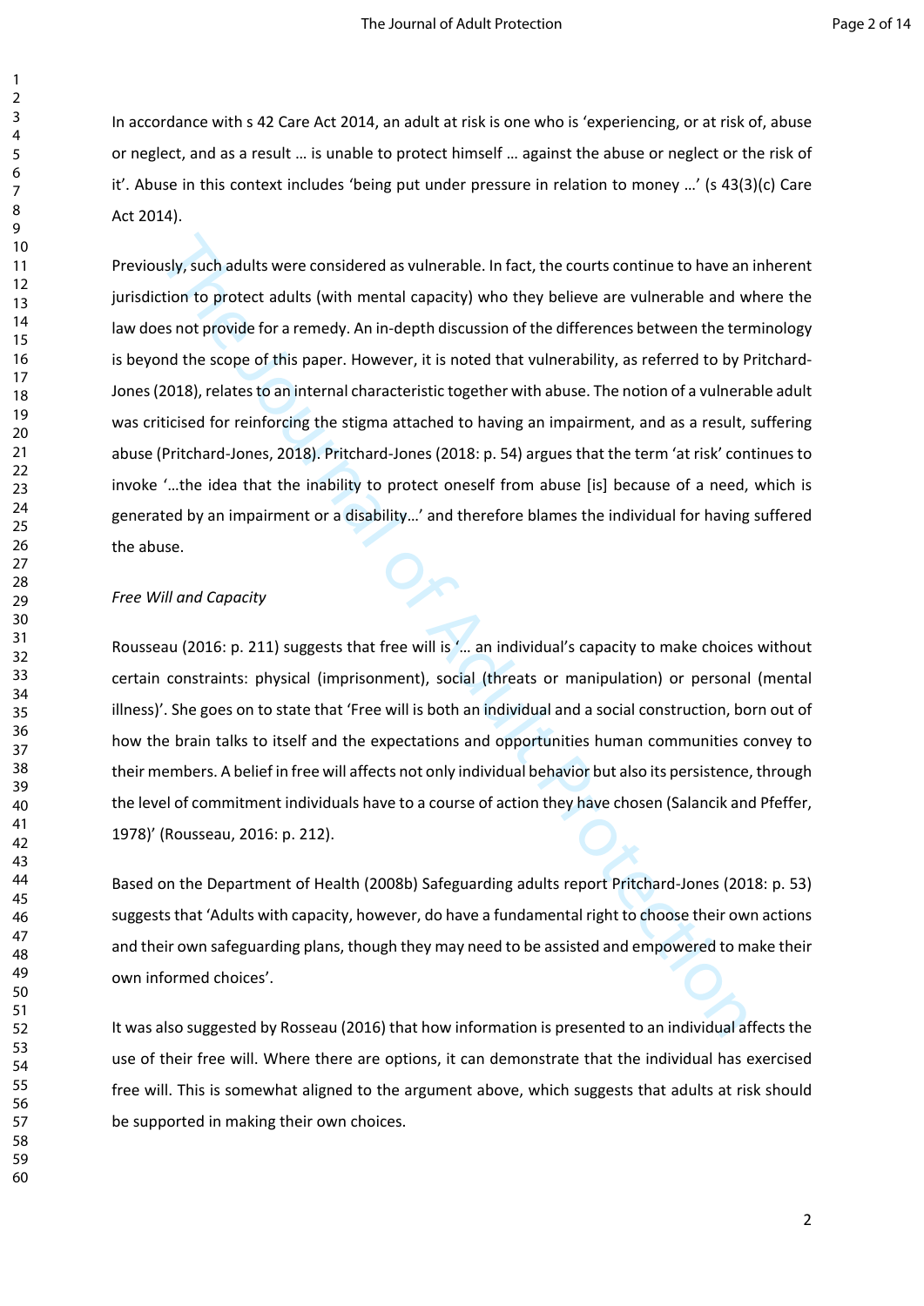In accordance with s 42 Care Act 2014, an adult at risk is one who is 'experiencing, or at risk of, abuse or neglect, and as a result … is unable to protect himself … against the abuse or neglect or the risk of it'. Abuse in this context includes 'being put under pressure in relation to money …' (s 43(3)(c) Care Act 2014).

Previously, such adults were considered as vulnerable. In fact, the courts continue to have an inherent jurisdiction to protect adults (with mental capacity) who they believe are vulnerable and where the law does not provide for a remedy. An in-depth discussion of the differences between the terminology is beyond the scope of this paper. However, it is noted that vulnerability, as referred to by Pritchard-Jones (2018), relates to an internal characteristic together with abuse. The notion of a vulnerable adult was criticised for reinforcing the stigma attached to having an impairment, and as a result, suffering abuse (Pritchard-Jones, 2018). Pritchard-Jones (2018: p. 54) argues that the term 'at risk' continues to invoke '…the idea that the inability to protect oneself from abuse [is] because of a need, which is generated by an impairment or a disability…' and therefore blames the individual for having suffered the abuse.

*Free Will and Capacity*

Rousseau (2016: p. 211) suggests that free will is '… an individual's capacity to make choices without certain constraints: physical (imprisonment), social (threats or manipulation) or personal (mental illness)'. She goes on to state that 'Free will is both an individual and a social construction, born out of how the brain talks to itself and the expectations and opportunities human communities convey to their members. A belief in free will affects not only individual behavior but also its persistence, through the level of commitment individuals have to a course of action they have chosen (Salancik and Pfeffer, 1978)' (Rousseau, 2016: p. 212).

Based on the Department of Health (2008b) Safeguarding adults report Pritchard-Jones (2018: p. 53) suggests that 'Adults with capacity, however, do have a fundamental right to choose their own actions and their own safeguarding plans, though they may need to be assisted and empowered to make their own informed choices'.

It was also suggested by Rosseau (2016) that how information is presented to an individual affects the use of their free will. Where there are options, it can demonstrate that the individual has exercised free will. This is somewhat aligned to the argument above, which suggests that adults at risk should be supported in making their own choices.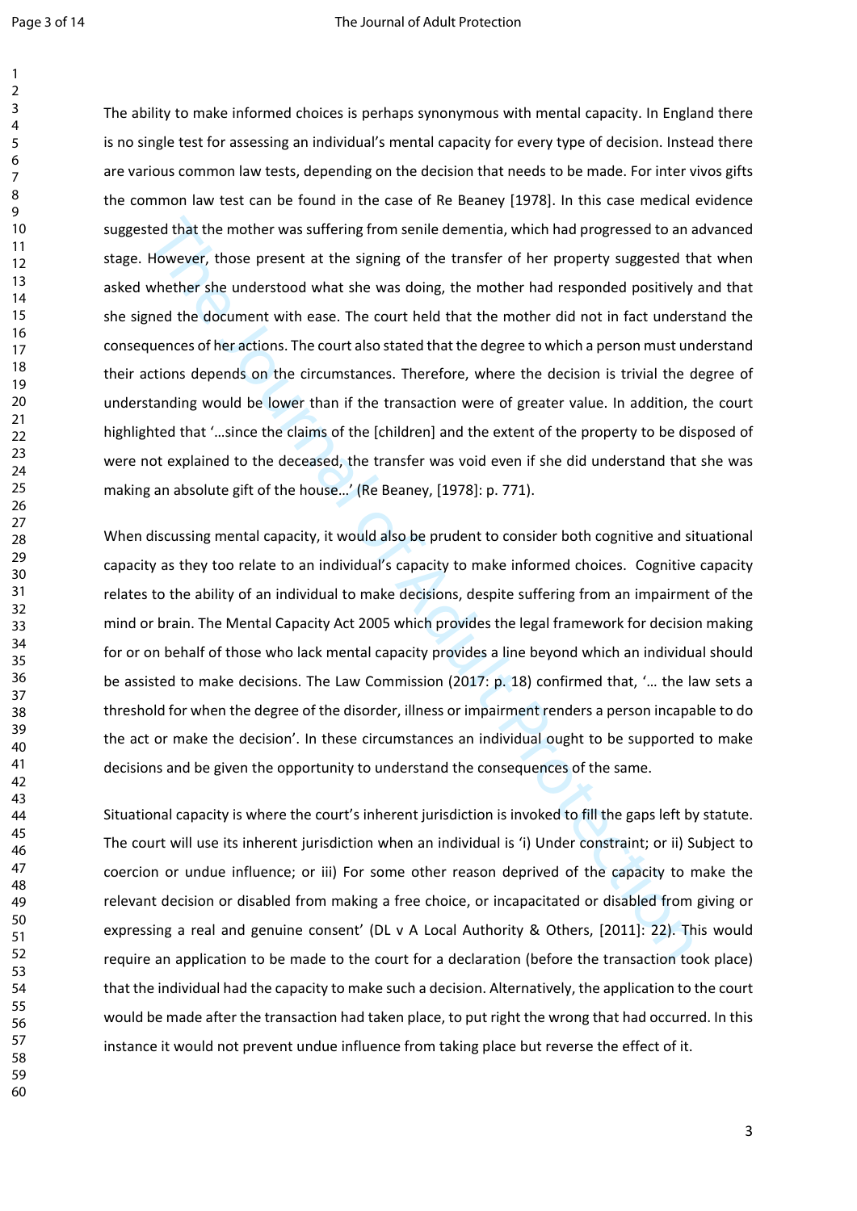The ability to make informed choices is perhaps synonymous with mental capacity. In England there is no single test for assessing an individual's mental capacity for every type of decision. Instead there are various common law tests, depending on the decision that needs to be made. For inter vivos gifts the common law test can be found in the case of Re Beaney [1978]. In this case medical evidence suggested that the mother was suffering from senile dementia, which had progressed to an advanced stage. However, those present at the signing of the transfer of her property suggested that when asked whether she understood what she was doing, the mother had responded positively and that she signed the document with ease. The court held that the mother did not in fact understand the consequences of her actions. The court also stated that the degree to which a person must understand their actions depends on the circumstances. Therefore, where the decision is trivial the degree of understanding would be lower than if the transaction were of greater value. In addition, the court highlighted that '…since the claims of the [children] and the extent of the property to be disposed of were not explained to the deceased, the transfer was void even if she did understand that she was making an absolute gift of the house…' (Re Beaney, [1978]: p. 771).

When discussing mental capacity, it would also be prudent to consider both cognitive and situational capacity as they too relate to an individual's capacity to make informed choices. Cognitive capacity relates to the ability of an individual to make decisions, despite suffering from an impairment of the mind or brain. The Mental Capacity Act 2005 which provides the legal framework for decision making for or on behalf of those who lack mental capacity provides a line beyond which an individual should be assisted to make decisions. The Law Commission (2017: p. 18) confirmed that, '… the law sets a threshold for when the degree of the disorder, illness or impairment renders a person incapable to do the act or make the decision'. In these circumstances an individual ought to be supported to make decisions and be given the opportunity to understand the consequences of the same.

Situational capacity is where the court's inherent jurisdiction is invoked to fill the gaps left by statute. The court will use its inherent jurisdiction when an individual is 'i) Under constraint; or ii) Subject to coercion or undue influence; or iii) For some other reason deprived of the capacity to make the relevant decision or disabled from making a free choice, or incapacitated or disabled from giving or expressing a real and genuine consent' (DL v A Local Authority & Others, [2011]: 22). This would require an application to be made to the court for a declaration (before the transaction took place) that the individual had the capacity to make such a decision. Alternatively, the application to the court would be made after the transaction had taken place, to put right the wrong that had occurred. In this instance it would not prevent undue influence from taking place but reverse the effect of it.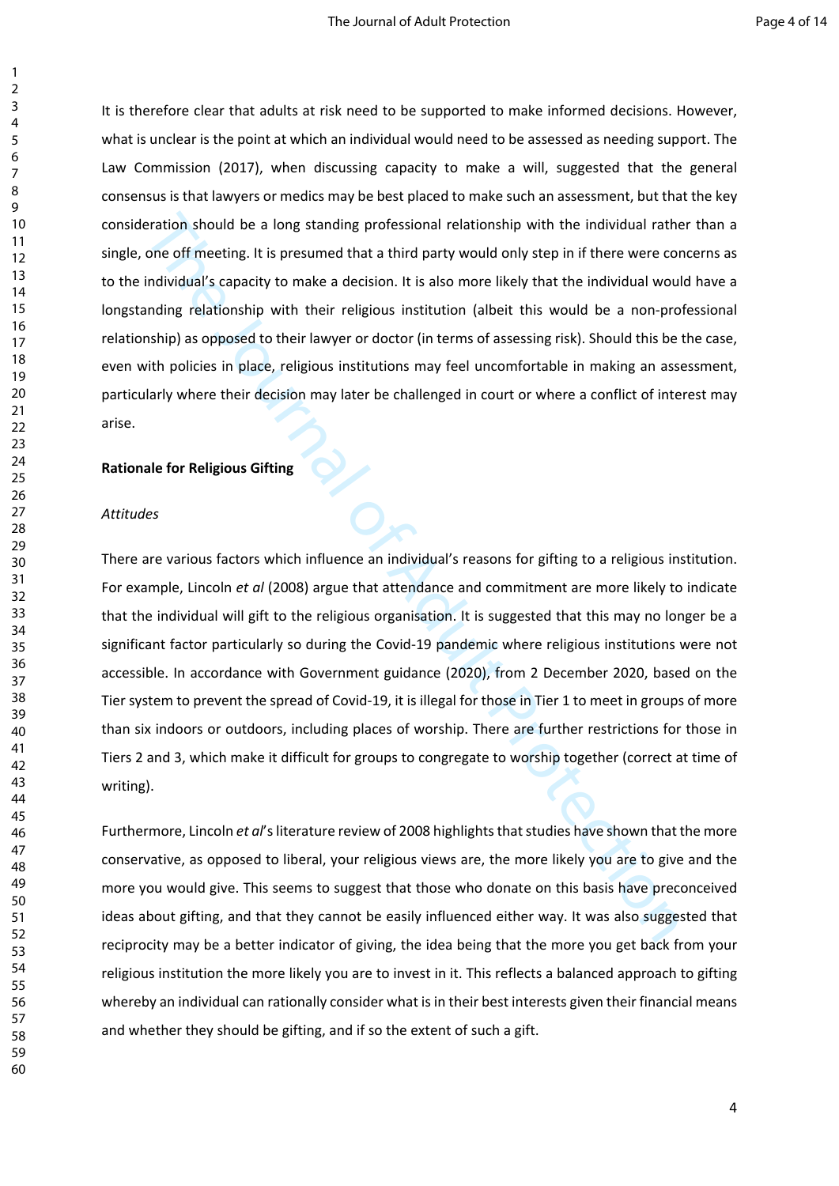It is therefore clear that adults at risk need to be supported to make informed decisions. However, what is unclear is the point at which an individual would need to be assessed as needing support. The Law Commission (2017), when discussing capacity to make a will, suggested that the general consensus is that lawyers or medics may be best placed to make such an assessment, but that the key consideration should be a long standing professional relationship with the individual rather than a single, one off meeting. It is presumed that a third party would only step in if there were concerns as to the individual's capacity to make a decision. It is also more likely that the individual would have a longstanding relationship with their religious institution (albeit this would be a non-professional relationship) as opposed to their lawyer or doctor (in terms of assessing risk). Should this be the case, even with policies in place, religious institutions may feel uncomfortable in making an assessment, particularly where their decision may later be challenged in court or where a conflict of interest may arise.

**Rationale for Religious Gifting**

*Attitudes*

There are various factors which influence an individual's reasons for gifting to a religious institution. For example, Lincoln *et al* (2008) argue that attendance and commitment are more likely to indicate that the individual will gift to the religious organisation. It is suggested that this may no longer be a significant factor particularly so during the Covid-19 pandemic where religious institutions were not accessible. In accordance with Government guidance (2020), from 2 December 2020, based on the Tier system to prevent the spread of Covid-19, it is illegal for those in Tier 1 to meet in groups of more than six indoors or outdoors, including places of worship. There are further restrictions for those in Tiers 2 and 3, which make it difficult for groups to congregate to worship together (correct at time of writing).

Furthermore, Lincoln *et al*'s literature review of 2008 highlights that studies have shown that the more conservative, as opposed to liberal, your religious views are, the more likely you are to give and the more you would give. This seems to suggest that those who donate on this basis have preconceived ideas about gifting, and that they cannot be easily influenced either way. It was also suggested that reciprocity may be a better indicator of giving, the idea being that the more you get back from your religious institution the more likely you are to invest in it. This reflects a balanced approach to gifting whereby an individual can rationally consider what is in their best interests given their financial means and whether they should be gifting, and if so the extent of such a gift.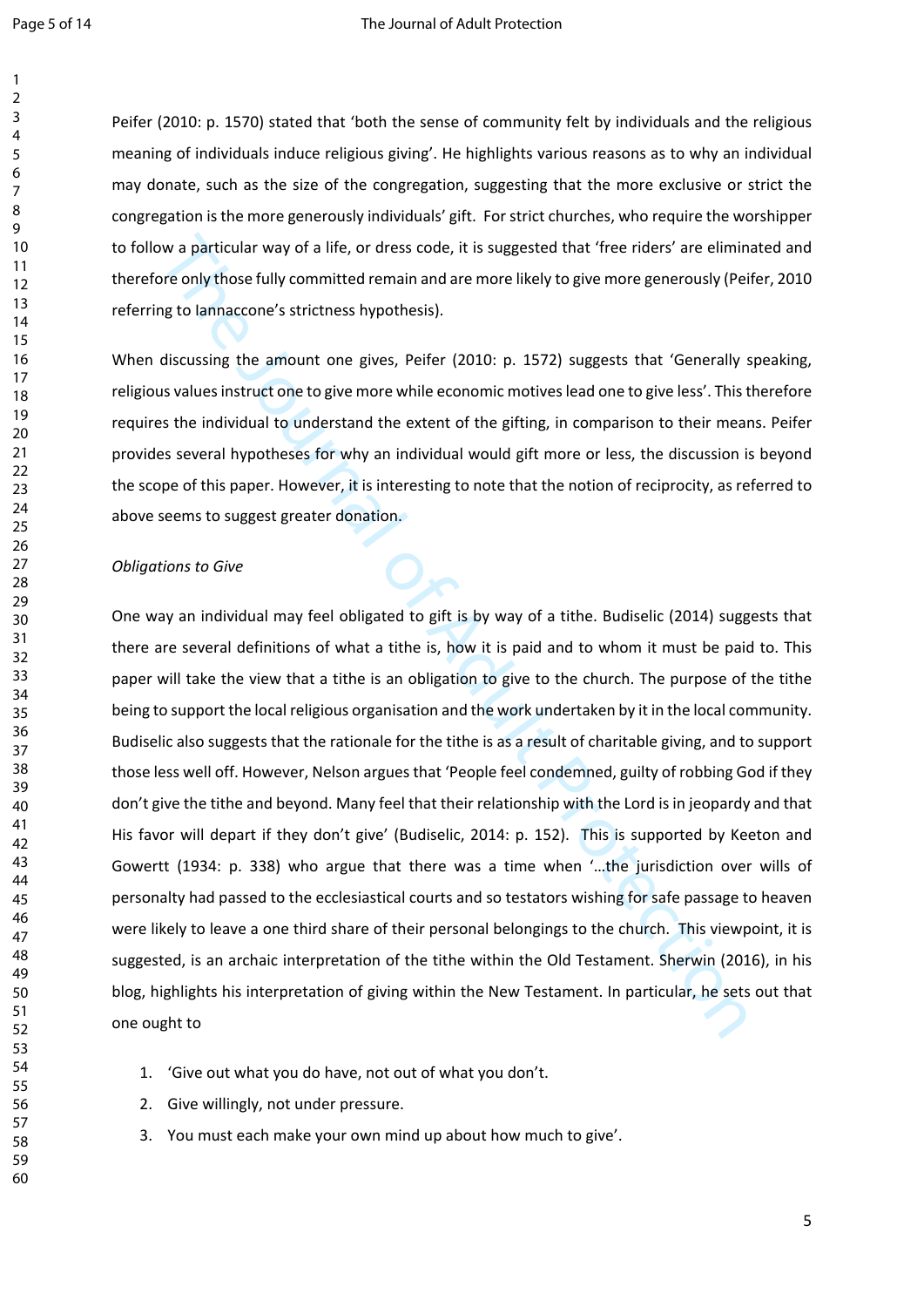Peifer (2010: p. 1570) stated that 'both the sense of community felt by individuals and the religious meaning of individuals induce religious giving'. He highlights various reasons as to why an individual may donate, such as the size of the congregation, suggesting that the more exclusive or strict the congregation is the more generously individuals' gift. For strict churches, who require the worshipper to follow a particular way of a life, or dress code, it is suggested that 'free riders' are eliminated and therefore only those fully committed remain and are more likely to give more generously (Peifer, 2010 referring to Iannaccone's strictness hypothesis).

When discussing the amount one gives, Peifer (2010: p. 1572) suggests that 'Generally speaking, religious values instruct one to give more while economic motives lead one to give less'. This therefore requires the individual to understand the extent of the gifting, in comparison to their means. Peifer provides several hypotheses for why an individual would gift more or less, the discussion is beyond the scope of this paper. However, it is interesting to note that the notion of reciprocity, as referred to above seems to suggest greater donation.

*Obligations to Give*

One way an individual may feel obligated to gift is by way of a tithe. Budiselic (2014) suggests that there are several definitions of what a tithe is, how it is paid and to whom it must be paid to. This paper will take the view that a tithe is an obligation to give to the church. The purpose of the tithe being to support the local religious organisation and the work undertaken by it in the local community. Budiselic also suggests that the rationale for the tithe is as a result of charitable giving, and to support those less well off. However, Nelson argues that 'People feel condemned, guilty of robbing God if they don't give the tithe and beyond. Many feel that their relationship with the Lord is in jeopardy and that His favor will depart if they don't give' (Budiselic, 2014: p. 152). This is supported by Keeton and Gowertt (1934: p. 338) who argue that there was a time when '…the jurisdiction over wills of personalty had passed to the ecclesiastical courts and so testators wishing for safe passage to heaven were likely to leave a one third share of their personal belongings to the church. This viewpoint, it is suggested, is an archaic interpretation of the tithe within the Old Testament. Sherwin (2016), in his blog, highlights his interpretation of giving within the New Testament. In particular, he sets out that one ought to

1. 'Give out what you do have, not out of what you don't.
2. Give willingly, not under pressure.
3. You must each make your own mind up about how much to give'.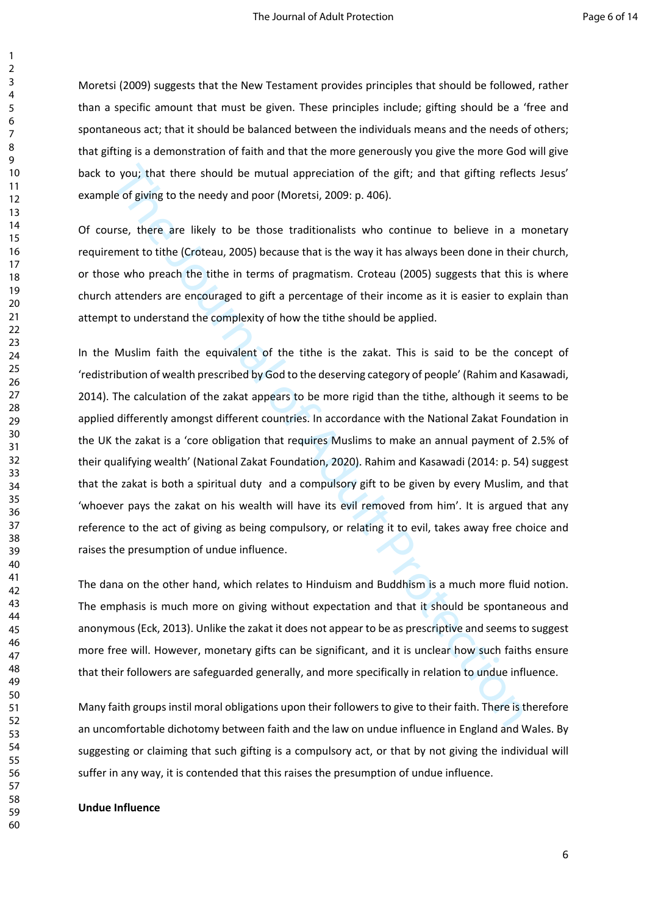Moretsi (2009) suggests that the New Testament provides principles that should be followed, rather than a specific amount that must be given. These principles include; gifting should be a 'free and spontaneous act; that it should be balanced between the individuals means and the needs of others; that gifting is a demonstration of faith and that the more generously you give the more God will give back to you; that there should be mutual appreciation of the gift; and that gifting reflects Jesus' example of giving to the needy and poor (Moretsi, 2009: p. 406).

Of course, there are likely to be those traditionalists who continue to believe in a monetary requirement to tithe (Croteau, 2005) because that is the way it has always been done in their church, or those who preach the tithe in terms of pragmatism. Croteau (2005) suggests that this is where church attenders are encouraged to gift a percentage of their income as it is easier to explain than attempt to understand the complexity of how the tithe should be applied.

In the Muslim faith the equivalent of the tithe is the zakat. This is said to be the concept of 'redistribution of wealth prescribed by God to the deserving category of people' (Rahim and Kasawadi, 2014). The calculation of the zakat appears to be more rigid than the tithe, although it seems to be applied differently amongst different countries. In accordance with the National Zakat Foundation in the UK the zakat is a 'core obligation that requires Muslims to make an annual payment of 2.5% of their qualifying wealth' (National Zakat Foundation, 2020). Rahim and Kasawadi (2014: p. 54) suggest that the zakat is both a spiritual duty and a compulsory gift to be given by every Muslim, and that 'whoever pays the zakat on his wealth will have its evil removed from him'. It is argued that any reference to the act of giving as being compulsory, or relating it to evil, takes away free choice and raises the presumption of undue influence.

The dana on the other hand, which relates to Hinduism and Buddhism is a much more fluid notion. The emphasis is much more on giving without expectation and that it should be spontaneous and anonymous (Eck, 2013). Unlike the zakat it does not appear to be as prescriptive and seems to suggest more free will. However, monetary gifts can be significant, and it is unclear how such faiths ensure that their followers are safeguarded generally, and more specifically in relation to undue influence.

Many faith groups instil moral obligations upon their followers to give to their faith. There is therefore an uncomfortable dichotomy between faith and the law on undue influence in England and Wales. By suggesting or claiming that such gifting is a compulsory act, or that by not giving the individual will suffer in any way, it is contended that this raises the presumption of undue influence.

**Undue Influence**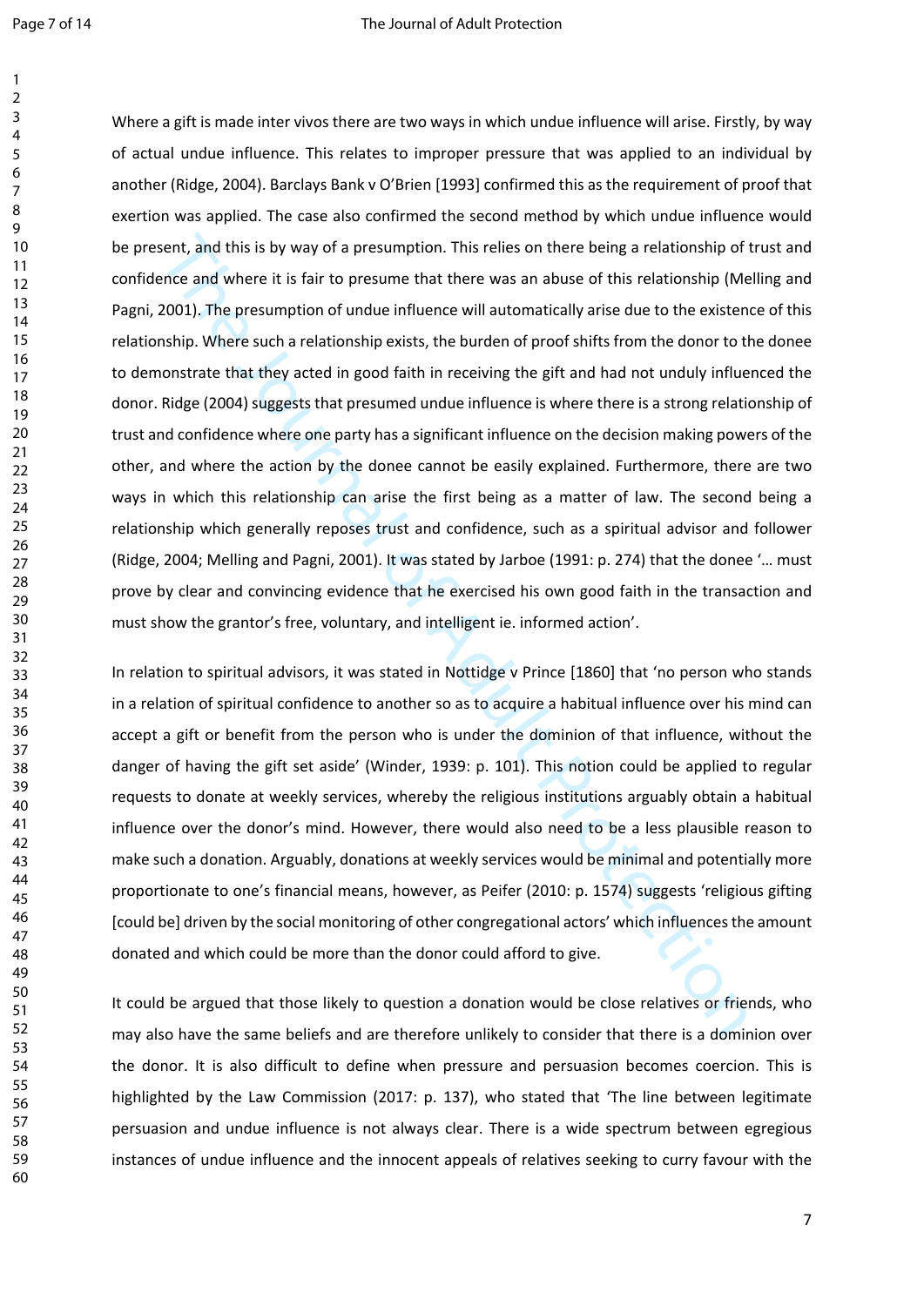Where a gift is made inter vivos there are two ways in which undue influence will arise. Firstly, by way of actual undue influence. This relates to improper pressure that was applied to an individual by another (Ridge, 2004). Barclays Bank v O'Brien [1993] confirmed this as the requirement of proof that exertion was applied. The case also confirmed the second method by which undue influence would be present, and this is by way of a presumption. This relies on there being a relationship of trust and confidence and where it is fair to presume that there was an abuse of this relationship (Melling and Pagni, 2001). The presumption of undue influence will automatically arise due to the existence of this relationship. Where such a relationship exists, the burden of proof shifts from the donor to the donee to demonstrate that they acted in good faith in receiving the gift and had not unduly influenced the donor. Ridge (2004) suggests that presumed undue influence is where there is a strong relationship of trust and confidence where one party has a significant influence on the decision making powers of the other, and where the action by the donee cannot be easily explained. Furthermore, there are two ways in which this relationship can arise the first being as a matter of law. The second being a relationship which generally reposes trust and confidence, such as a spiritual advisor and follower (Ridge, 2004; Melling and Pagni, 2001). It was stated by Jarboe (1991: p. 274) that the donee '… must prove by clear and convincing evidence that he exercised his own good faith in the transaction and must show the grantor's free, voluntary, and intelligent ie. informed action'.

In relation to spiritual advisors, it was stated in Nottidge v Prince [1860] that 'no person who stands in a relation of spiritual confidence to another so as to acquire a habitual influence over his mind can accept a gift or benefit from the person who is under the dominion of that influence, without the danger of having the gift set aside' (Winder, 1939: p. 101). This notion could be applied to regular requests to donate at weekly services, whereby the religious institutions arguably obtain a habitual influence over the donor's mind. However, there would also need to be a less plausible reason to make such a donation. Arguably, donations at weekly services would be minimal and potentially more proportionate to one's financial means, however, as Peifer (2010: p. 1574) suggests 'religious gifting [could be] driven by the social monitoring of other congregational actors' which influences the amount donated and which could be more than the donor could afford to give.

It could be argued that those likely to question a donation would be close relatives or friends, who may also have the same beliefs and are therefore unlikely to consider that there is a dominion over the donor. It is also difficult to define when pressure and persuasion becomes coercion. This is highlighted by the Law Commission (2017: p. 137), who stated that 'The line between legitimate persuasion and undue influence is not always clear. There is a wide spectrum between egregious instances of undue influence and the innocent appeals of relatives seeking to curry favour with the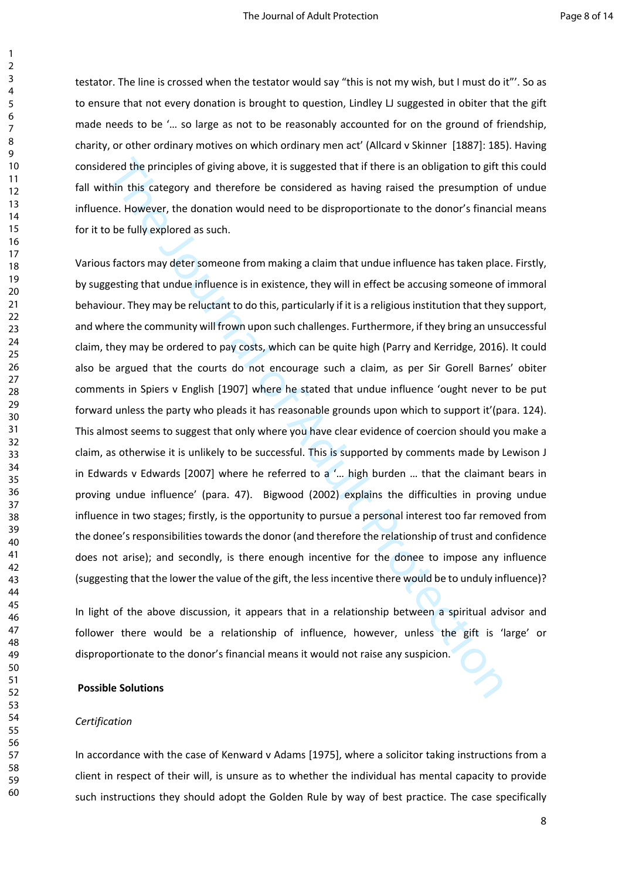testator. The line is crossed when the testator would say "this is not my wish, but I must do it"'. So as to ensure that not every donation is brought to question, Lindley LJ suggested in obiter that the gift made needs to be '… so large as not to be reasonably accounted for on the ground of friendship, charity, or other ordinary motives on which ordinary men act' (Allcard v Skinner [1887]: 185). Having considered the principles of giving above, it is suggested that if there is an obligation to gift this could fall within this category and therefore be considered as having raised the presumption of undue influence. However, the donation would need to be disproportionate to the donor's financial means for it to be fully explored as such.

Various factors may deter someone from making a claim that undue influence has taken place. Firstly, by suggesting that undue influence is in existence, they will in effect be accusing someone of immoral behaviour. They may be reluctant to do this, particularly if it is a religious institution that they support, and where the community will frown upon such challenges. Furthermore, if they bring an unsuccessful claim, they may be ordered to pay costs, which can be quite high (Parry and Kerridge, 2016). It could also be argued that the courts do not encourage such a claim, as per Sir Gorell Barnes' obiter comments in Spiers v English [1907] where he stated that undue influence 'ought never to be put forward unless the party who pleads it has reasonable grounds upon which to support it'(para. 124). This almost seems to suggest that only where you have clear evidence of coercion should you make a claim, as otherwise it is unlikely to be successful. This is supported by comments made by Lewison J in Edwards v Edwards [2007] where he referred to a '… high burden … that the claimant bears in proving undue influence' (para. 47). Bigwood (2002) explains the difficulties in proving undue influence in two stages; firstly, is the opportunity to pursue a personal interest too far removed from the donee's responsibilities towards the donor (and therefore the relationship of trust and confidence does not arise); and secondly, is there enough incentive for the donee to impose any influence (suggesting that the lower the value of the gift, the less incentive there would be to unduly influence)?

In light of the above discussion, it appears that in a relationship between a spiritual advisor and follower there would be a relationship of influence, however, unless the gift is 'large' or disproportionate to the donor's financial means it would not raise any suspicion.

**Possible Solutions**

*Certification*

In accordance with the case of Kenward v Adams [1975], where a solicitor taking instructions from a client in respect of their will, is unsure as to whether the individual has mental capacity to provide such instructions they should adopt the Golden Rule by way of best practice. The case specifically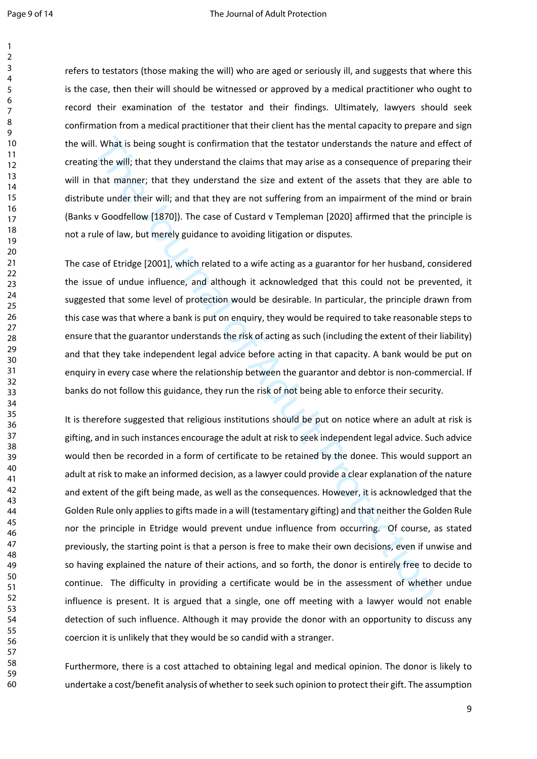refers to testators (those making the will) who are aged or seriously ill, and suggests that where this is the case, then their will should be witnessed or approved by a medical practitioner who ought to record their examination of the testator and their findings. Ultimately, lawyers should seek confirmation from a medical practitioner that their client has the mental capacity to prepare and sign the will. What is being sought is confirmation that the testator understands the nature and effect of creating the will; that they understand the claims that may arise as a consequence of preparing their will in that manner; that they understand the size and extent of the assets that they are able to distribute under their will; and that they are not suffering from an impairment of the mind or brain (Banks v Goodfellow [1870]). The case of Custard v Templeman [2020] affirmed that the principle is not a rule of law, but merely guidance to avoiding litigation or disputes.

The case of Etridge [2001], which related to a wife acting as a guarantor for her husband, considered the issue of undue influence, and although it acknowledged that this could not be prevented, it suggested that some level of protection would be desirable. In particular, the principle drawn from this case was that where a bank is put on enquiry, they would be required to take reasonable steps to ensure that the guarantor understands the risk of acting as such (including the extent of their liability) and that they take independent legal advice before acting in that capacity. A bank would be put on enquiry in every case where the relationship between the guarantor and debtor is non-commercial. If banks do not follow this guidance, they run the risk of not being able to enforce their security.

It is therefore suggested that religious institutions should be put on notice where an adult at risk is gifting, and in such instances encourage the adult at risk to seek independent legal advice. Such advice would then be recorded in a form of certificate to be retained by the donee. This would support an adult at risk to make an informed decision, as a lawyer could provide a clear explanation of the nature and extent of the gift being made, as well as the consequences. However, it is acknowledged that the Golden Rule only applies to gifts made in a will (testamentary gifting) and that neither the Golden Rule nor the principle in Etridge would prevent undue influence from occurring. Of course, as stated previously, the starting point is that a person is free to make their own decisions, even if unwise and so having explained the nature of their actions, and so forth, the donor is entirely free to decide to continue. The difficulty in providing a certificate would be in the assessment of whether undue influence is present. It is argued that a single, one off meeting with a lawyer would not enable detection of such influence. Although it may provide the donor with an opportunity to discuss any coercion it is unlikely that they would be so candid with a stranger.

Furthermore, there is a cost attached to obtaining legal and medical opinion. The donor is likely to undertake a cost/benefit analysis of whether to seek such opinion to protect their gift. The assumption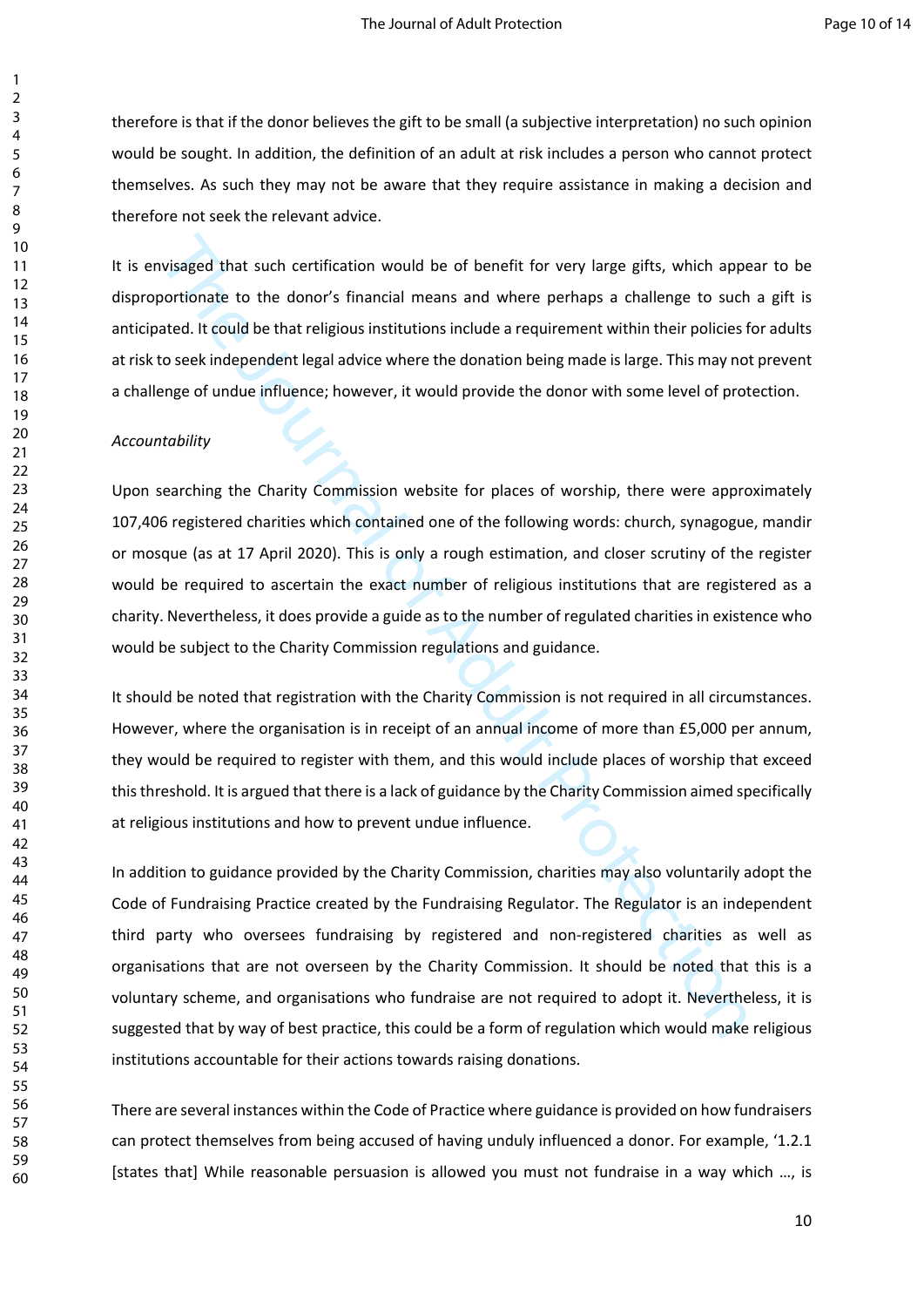therefore is that if the donor believes the gift to be small (a subjective interpretation) no such opinion would be sought. In addition, the definition of an adult at risk includes a person who cannot protect themselves. As such they may not be aware that they require assistance in making a decision and therefore not seek the relevant advice.

It is envisaged that such certification would be of benefit for very large gifts, which appear to be disproportionate to the donor's financial means and where perhaps a challenge to such a gift is anticipated. It could be that religious institutions include a requirement within their policies for adults at risk to seek independent legal advice where the donation being made is large. This may not prevent a challenge of undue influence; however, it would provide the donor with some level of protection.

*Accountability*

Upon searching the Charity Commission website for places of worship, there were approximately 107,406 registered charities which contained one of the following words: church, synagogue, mandir or mosque (as at 17 April 2020). This is only a rough estimation, and closer scrutiny of the register would be required to ascertain the exact number of religious institutions that are registered as a charity. Nevertheless, it does provide a guide as to the number of regulated charities in existence who would be subject to the Charity Commission regulations and guidance.

It should be noted that registration with the Charity Commission is not required in all circumstances. However, where the organisation is in receipt of an annual income of more than £5,000 per annum, they would be required to register with them, and this would include places of worship that exceed this threshold. It is argued that there is a lack of guidance by the Charity Commission aimed specifically at religious institutions and how to prevent undue influence.

In addition to guidance provided by the Charity Commission, charities may also voluntarily adopt the Code of Fundraising Practice created by the Fundraising Regulator. The Regulator is an independent third party who oversees fundraising by registered and non-registered charities as well as organisations that are not overseen by the Charity Commission. It should be noted that this is a voluntary scheme, and organisations who fundraise are not required to adopt it. Nevertheless, it is suggested that by way of best practice, this could be a form of regulation which would make religious institutions accountable for their actions towards raising donations.

There are several instances within the Code of Practice where guidance is provided on how fundraisers can protect themselves from being accused of having unduly influenced a donor. For example, '1.2.1 [states that] While reasonable persuasion is allowed you must not fundraise in a way which ..., is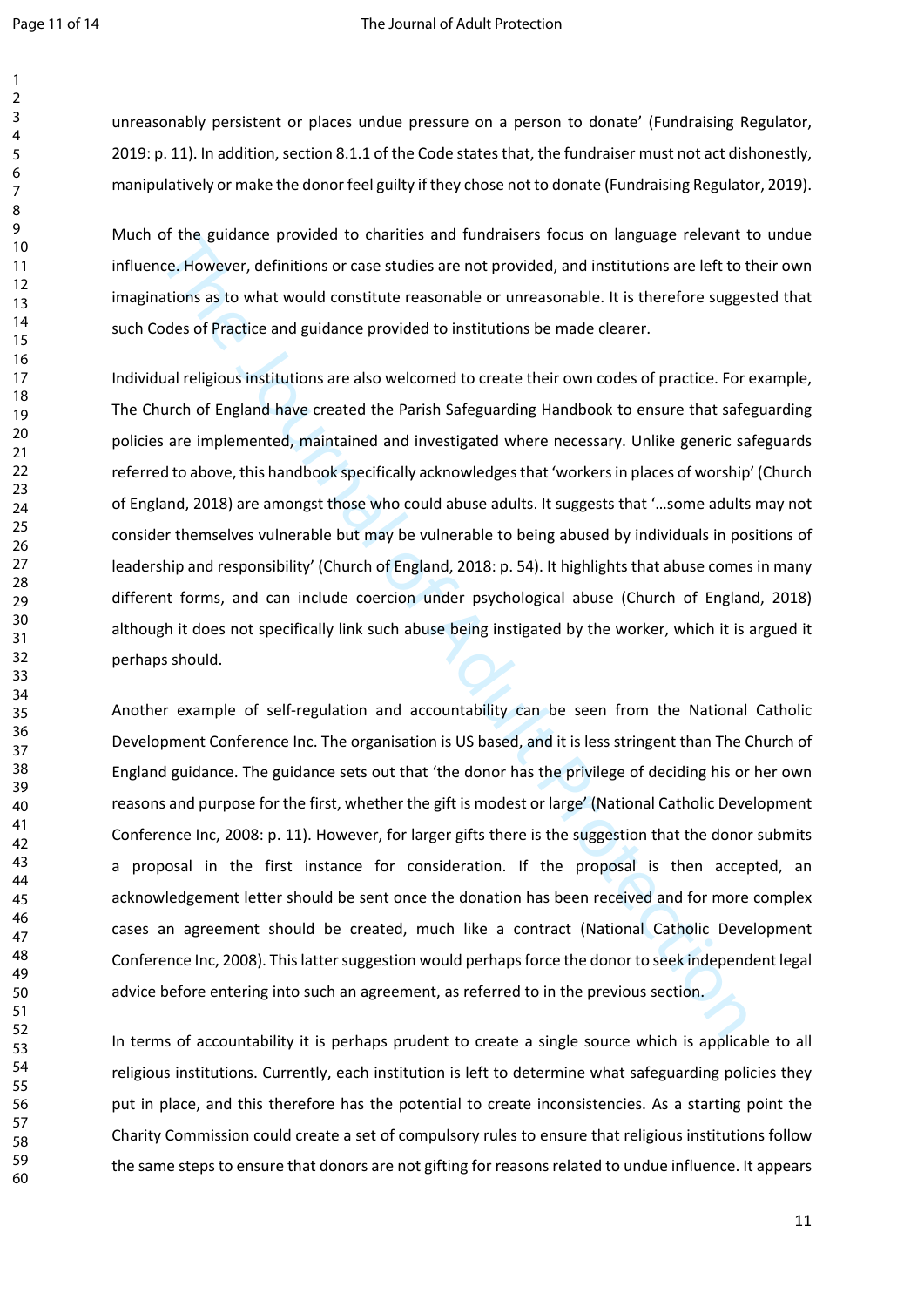unreasonably persistent or places undue pressure on a person to donate' (Fundraising Regulator, 2019: p. 11). In addition, section 8.1.1 of the Code states that, the fundraiser must not act dishonestly, manipulatively or make the donor feel guilty if they chose not to donate (Fundraising Regulator, 2019).

Much of the guidance provided to charities and fundraisers focus on language relevant to undue influence. However, definitions or case studies are not provided, and institutions are left to their own imaginations as to what would constitute reasonable or unreasonable. It is therefore suggested that such Codes of Practice and guidance provided to institutions be made clearer.

Individual religious institutions are also welcomed to create their own codes of practice. For example, The Church of England have created the Parish Safeguarding Handbook to ensure that safeguarding policies are implemented, maintained and investigated where necessary. Unlike generic safeguards referred to above, this handbook specifically acknowledges that 'workers in places of worship' (Church of England, 2018) are amongst those who could abuse adults. It suggests that '…some adults may not consider themselves vulnerable but may be vulnerable to being abused by individuals in positions of leadership and responsibility' (Church of England, 2018: p. 54). It highlights that abuse comes in many different forms, and can include coercion under psychological abuse (Church of England, 2018) although it does not specifically link such abuse being instigated by the worker, which it is argued it perhaps should.

Another example of self-regulation and accountability can be seen from the National Catholic Development Conference Inc. The organisation is US based, and it is less stringent than The Church of England guidance. The guidance sets out that 'the donor has the privilege of deciding his or her own reasons and purpose for the first, whether the gift is modest or large' (National Catholic Development Conference Inc, 2008: p. 11). However, for larger gifts there is the suggestion that the donor submits a proposal in the first instance for consideration. If the proposal is then accepted, an acknowledgement letter should be sent once the donation has been received and for more complex cases an agreement should be created, much like a contract (National Catholic Development Conference Inc, 2008). This latter suggestion would perhaps force the donor to seek independent legal advice before entering into such an agreement, as referred to in the previous section.

In terms of accountability it is perhaps prudent to create a single source which is applicable to all religious institutions. Currently, each institution is left to determine what safeguarding policies they put in place, and this therefore has the potential to create inconsistencies. As a starting point the Charity Commission could create a set of compulsory rules to ensure that religious institutions follow the same steps to ensure that donors are not gifting for reasons related to undue influence. It appears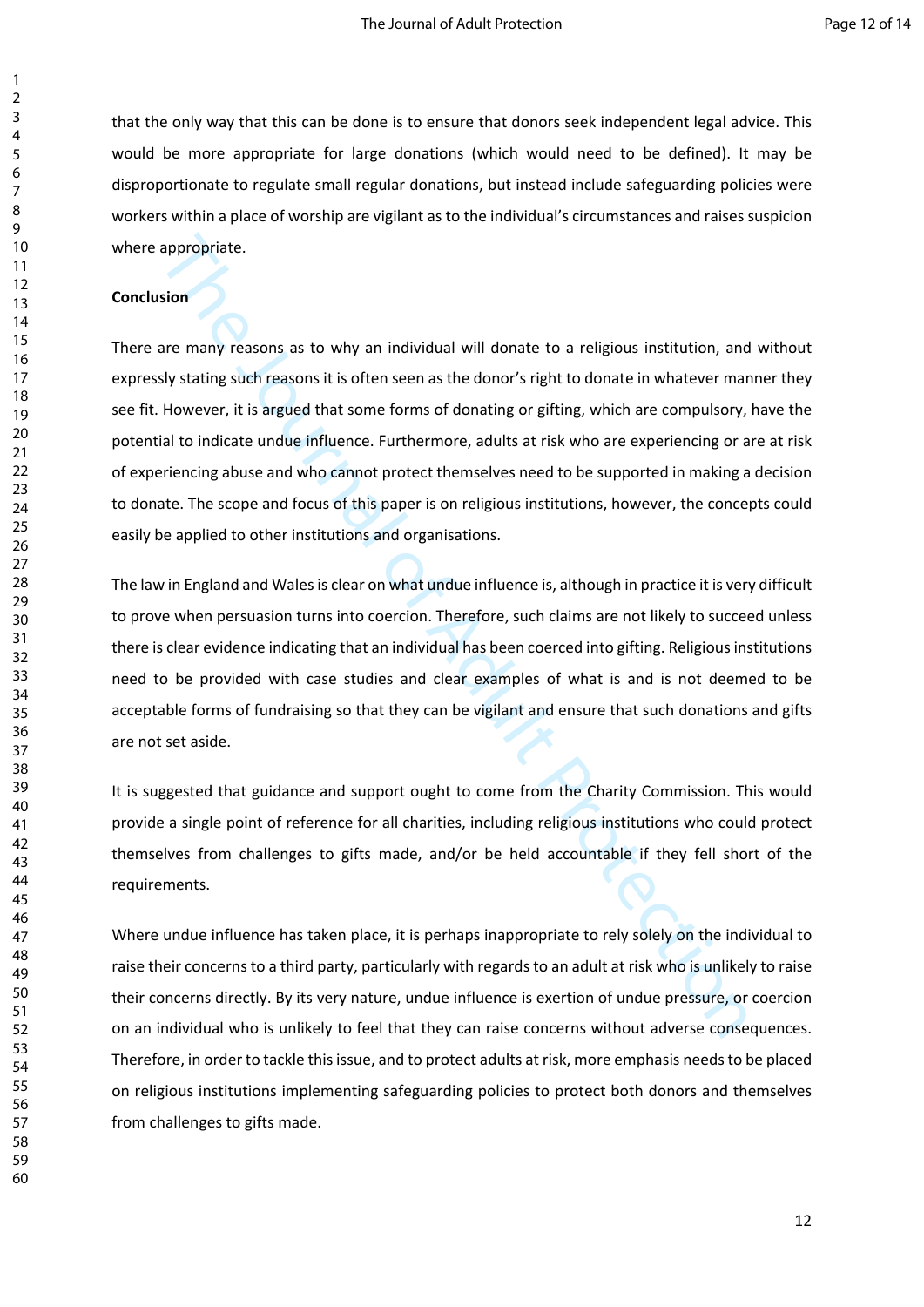that the only way that this can be done is to ensure that donors seek independent legal advice. This would be more appropriate for large donations (which would need to be defined). It may be disproportionate to regulate small regular donations, but instead include safeguarding policies were workers within a place of worship are vigilant as to the individual's circumstances and raises suspicion where appropriate.

**Conclusion**

There are many reasons as to why an individual will donate to a religious institution, and without expressly stating such reasons it is often seen as the donor's right to donate in whatever manner they see fit. However, it is argued that some forms of donating or gifting, which are compulsory, have the potential to indicate undue influence. Furthermore, adults at risk who are experiencing or are at risk of experiencing abuse and who cannot protect themselves need to be supported in making a decision to donate. The scope and focus of this paper is on religious institutions, however, the concepts could easily be applied to other institutions and organisations.

The law in England and Wales is clear on what undue influence is, although in practice it is very difficult to prove when persuasion turns into coercion. Therefore, such claims are not likely to succeed unless there is clear evidence indicating that an individual has been coerced into gifting. Religious institutions need to be provided with case studies and clear examples of what is and is not deemed to be acceptable forms of fundraising so that they can be vigilant and ensure that such donations and gifts are not set aside.

It is suggested that guidance and support ought to come from the Charity Commission. This would provide a single point of reference for all charities, including religious institutions who could protect themselves from challenges to gifts made, and/or be held accountable if they fell short of the requirements.

Where undue influence has taken place, it is perhaps inappropriate to rely solely on the individual to raise their concerns to a third party, particularly with regards to an adult at risk who is unlikely to raise their concerns directly. By its very nature, undue influence is exertion of undue pressure, or coercion on an individual who is unlikely to feel that they can raise concerns without adverse consequences. Therefore, in order to tackle this issue, and to protect adults at risk, more emphasis needs to be placed on religious institutions implementing safeguarding policies to protect both donors and themselves from challenges to gifts made.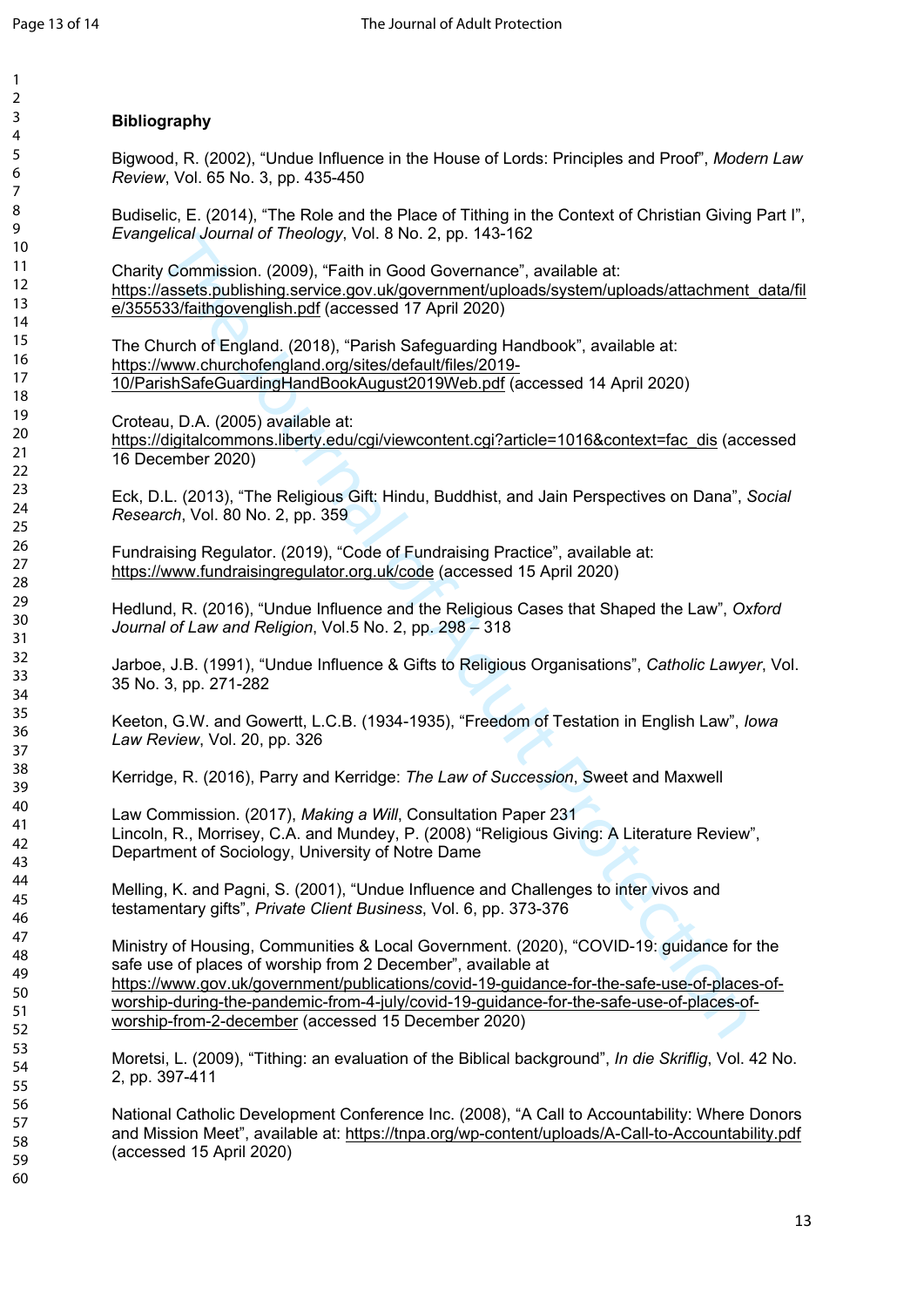## Bibliography

Bigwood, R. (2002), "Undue Influence in the House of Lords: Principles and Proof", *Modern Law Review*, Vol. 65 No. 3, pp. 435-450

Budiselic, E. (2014), "The Role and the Place of Tithing in the Context of Christian Giving Part I", *Evangelical Journal of Theology*, Vol. 8 No. 2, pp. 143-162

Charity Commission. (2009), "Faith in Good Governance", available at: https://assets.publishing.service.gov.uk/government/uploads/system/uploads/attachment_data/file/355533/faithgovenglish.pdf (accessed 17 April 2020)

The Church of England. (2018), "Parish Safeguarding Handbook", available at: https://www.churchofengland.org/sites/default/files/2019-10/ParishSafeGuardingHandBookAugust2019Web.pdf (accessed 14 April 2020)

Croteau, D.A. (2005) available at: https://digitalcommons.liberty.edu/cgi/viewcontent.cgi?article=1016&context=fac_dis (accessed 16 December 2020)

Eck, D.L. (2013), "The Religious Gift: Hindu, Buddhist, and Jain Perspectives on Dana", *Social Research*, Vol. 80 No. 2, pp. 359

Fundraising Regulator. (2019), "Code of Fundraising Practice", available at: https://www.fundraisingregulator.org.uk/code (accessed 15 April 2020)

Hedlund, R. (2016), "Undue Influence and the Religious Cases that Shaped the Law", *Oxford Journal of Law and Religion*, Vol.5 No. 2, pp. 298 – 318

Jarboe, J.B. (1991), "Undue Influence & Gifts to Religious Organisations", *Catholic Lawyer*, Vol. 35 No. 3, pp. 271-282

Keeton, G.W. and Gowertt, L.C.B. (1934-1935), "Freedom of Testation in English Law", *Iowa Law Review*, Vol. 20, pp. 326

Kerridge, R. (2016), Parry and Kerridge: *The Law of Succession*, Sweet and Maxwell

Law Commission. (2017), *Making a Will*, Consultation Paper 231
Lincoln, R., Morrisey, C.A. and Mundey, P. (2008) "Religious Giving: A Literature Review", Department of Sociology, University of Notre Dame

Melling, K. and Pagni, S. (2001), "Undue Influence and Challenges to inter vivos and testamentary gifts", *Private Client Business*, Vol. 6, pp. 373-376

Ministry of Housing, Communities & Local Government. (2020), "COVID-19: guidance for the safe use of places of worship from 2 December", available at https://www.gov.uk/government/publications/covid-19-guidance-for-the-safe-use-of-places-of-worship-during-the-pandemic-from-4-july/covid-19-guidance-for-the-safe-use-of-places-of-worship-from-2-december (accessed 15 December 2020)

Moretsi, L. (2009), "Tithing: an evaluation of the Biblical background", *In die Skriflig*, Vol. 42 No. 2, pp. 397-411

National Catholic Development Conference Inc. (2008), "A Call to Accountability: Where Donors and Mission Meet", available at: https://tnpa.org/wp-content/uploads/A-Call-to-Accountability.pdf (accessed 15 April 2020)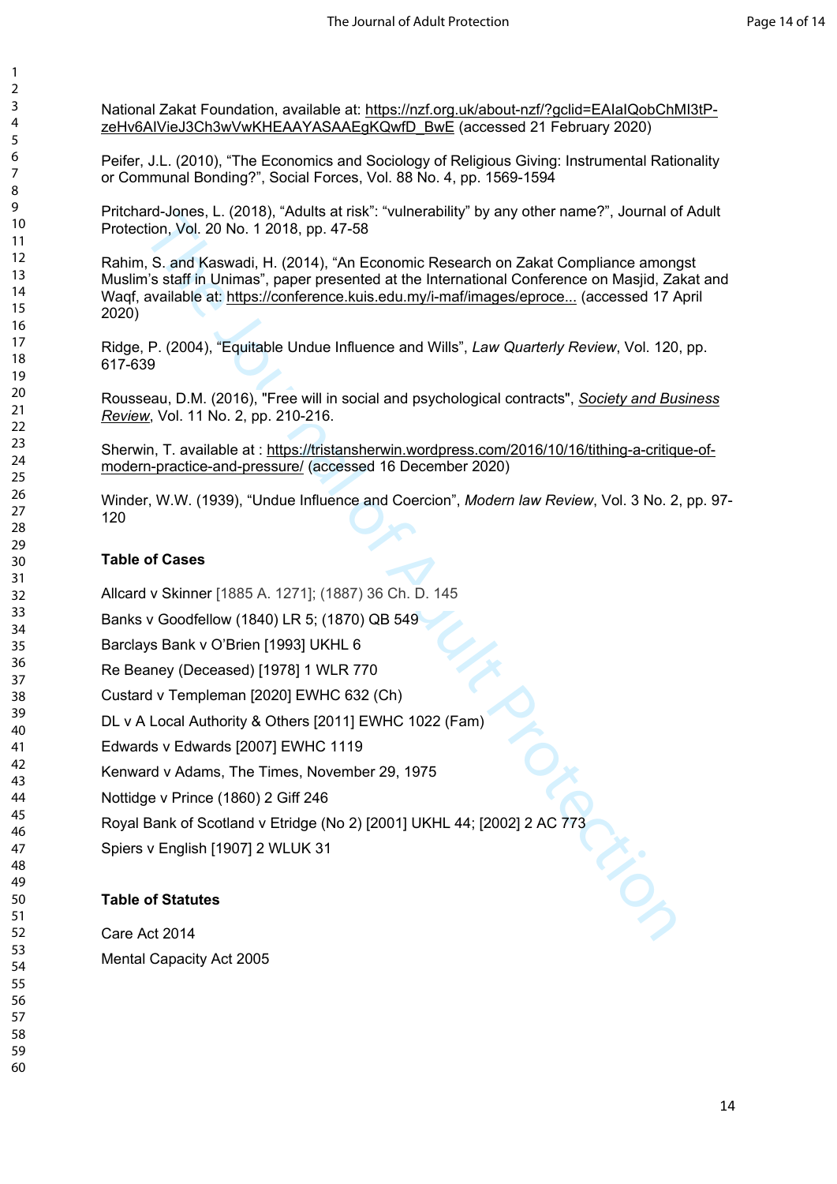National Zakat Foundation, available at: https://nzf.org.uk/about-nzf/?gclid=EAIaIQobChMI3tP-zeHv6AIVieJ3Ch3wVwKHEAAYASAAEgKQwfD_BwE (accessed 21 February 2020)

Peifer, J.L. (2010), "The Economics and Sociology of Religious Giving: Instrumental Rationality or Communal Bonding?", Social Forces, Vol. 88 No. 4, pp. 1569-1594

Pritchard-Jones, L. (2018), "Adults at risk": "vulnerability" by any other name?", Journal of Adult Protection, Vol. 20 No. 1 2018, pp. 47-58

Rahim, S. and Kaswadi, H. (2014), "An Economic Research on Zakat Compliance amongst Muslim's staff in Unimas", paper presented at the International Conference on Masjid, Zakat and Waqf, available at: https://conference.kuis.edu.my/i-maf/images/eproce... (accessed 17 April 2020)

Ridge, P. (2004), "Equitable Undue Influence and Wills", *Law Quarterly Review*, Vol. 120, pp. 617-639

Rousseau, D.M. (2016), "Free will in social and psychological contracts", *Society and Business Review*, Vol. 11 No. 2, pp. 210-216.

Sherwin, T. available at : https://tristansherwin.wordpress.com/2016/10/16/tithing-a-critique-of-modern-practice-and-pressure/ (accessed 16 December 2020)

Winder, W.W. (1939), "Undue Influence and Coercion", *Modern law Review*, Vol. 3 No. 2, pp. 97-120

**Table of Cases**

Allcard v Skinner [1885 A. 1271]; (1887) 36 Ch. D. 145

Banks v Goodfellow (1840) LR 5; (1870) QB 549

Barclays Bank v O'Brien [1993] UKHL 6

Re Beaney (Deceased) [1978] 1 WLR 770

Custard v Templeman [2020] EWHC 632 (Ch)

DL v A Local Authority & Others [2011] EWHC 1022 (Fam)

Edwards v Edwards [2007] EWHC 1119

Kenward v Adams, The Times, November 29, 1975

Nottidge v Prince (1860) 2 Giff 246

Royal Bank of Scotland v Etridge (No 2) [2001] UKHL 44; [2002] 2 AC 773

Spiers v English [1907] 2 WLUK 31

**Table of Statutes**

Care Act 2014

Mental Capacity Act 2005